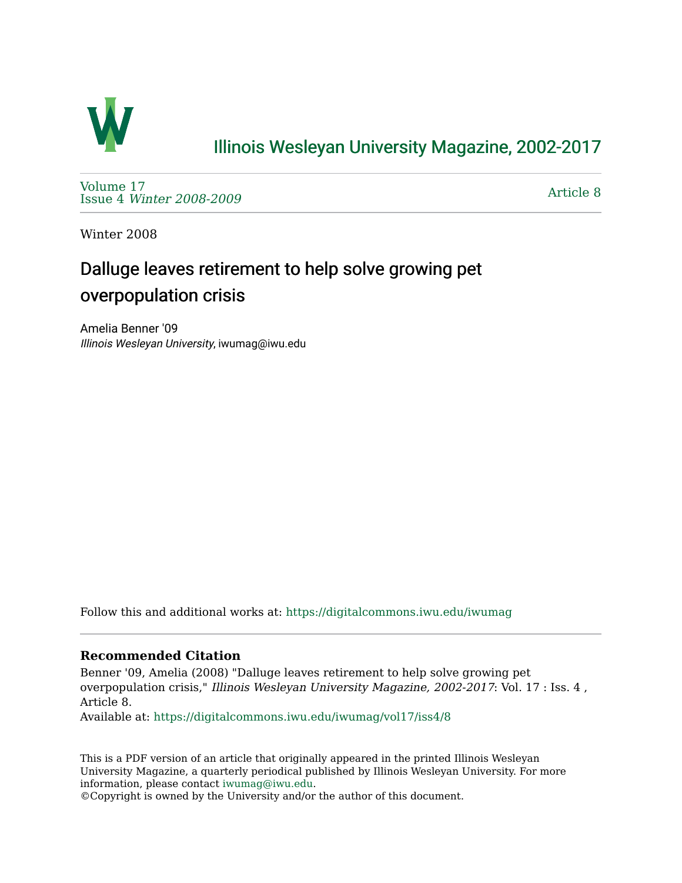Illinois Wesleyan University Magazine, 2002-2017

Volume 17
Issue 4 *Winter 2008-2009*

Article 8

Winter 2008

# Dalluge leaves retirement to help solve growing pet overpopulation crisis

Amelia Benner '09
*Illinois Wesleyan University*, iwumag@iwu.edu

Follow this and additional works at: https://digitalcommons.iwu.edu/iwumag

**Recommended Citation**

Benner '09, Amelia (2008) "Dalluge leaves retirement to help solve growing pet overpopulation crisis," *Illinois Wesleyan University Magazine, 2002-2017*: Vol. 17 : Iss. 4 , Article 8.
Available at: https://digitalcommons.iwu.edu/iwumag/vol17/iss4/8

This is a PDF version of an article that originally appeared in the printed Illinois Wesleyan University Magazine, a quarterly periodical published by Illinois Wesleyan University. For more information, please contact iwumag@iwu.edu.
©Copyright is owned by the University and/or the author of this document.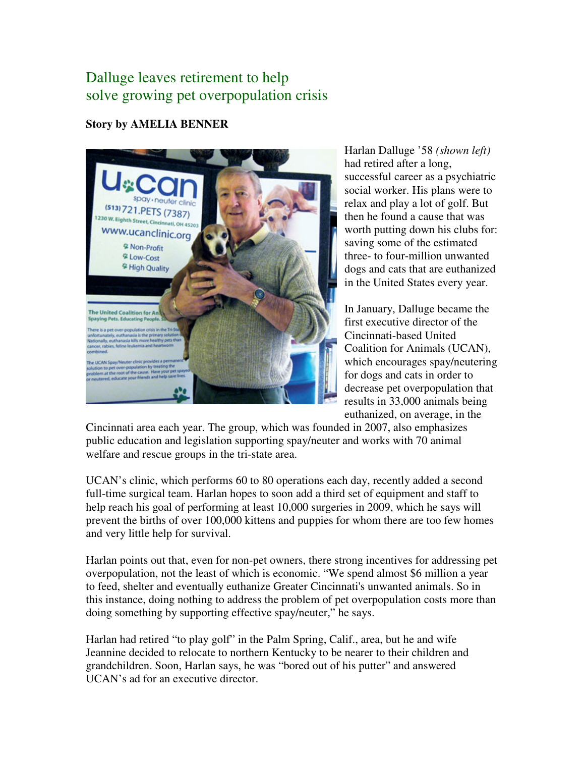# Dalluge leaves retirement to help solve growing pet overpopulation crisis

**Story by AMELIA BENNER**

Harlan Dalluge '58 *(shown left)* had retired after a long, successful career as a psychiatric social worker. His plans were to relax and play a lot of golf. But then he found a cause that was worth putting down his clubs for: saving some of the estimated three- to four-million unwanted dogs and cats that are euthanized in the United States every year.

In January, Dalluge became the first executive director of the Cincinnati-based United Coalition for Animals (UCAN), which encourages spay/neutering for dogs and cats in order to decrease pet overpopulation that results in 33,000 animals being euthanized, on average, in the Cincinnati area each year. The group, which was founded in 2007, also emphasizes public education and legislation supporting spay/neuter and works with 70 animal welfare and rescue groups in the tri-state area.

UCAN's clinic, which performs 60 to 80 operations each day, recently added a second full-time surgical team. Harlan hopes to soon add a third set of equipment and staff to help reach his goal of performing at least 10,000 surgeries in 2009, which he says will prevent the births of over 100,000 kittens and puppies for whom there are too few homes and very little help for survival.

Harlan points out that, even for non-pet owners, there strong incentives for addressing pet overpopulation, not the least of which is economic. "We spend almost $6 million a year to feed, shelter and eventually euthanize Greater Cincinnati's unwanted animals. So in this instance, doing nothing to address the problem of pet overpopulation costs more than doing something by supporting effective spay/neuter," he says.

Harlan had retired "to play golf" in the Palm Spring, Calif., area, but he and wife Jeannine decided to relocate to northern Kentucky to be nearer to their children and grandchildren. Soon, Harlan says, he was "bored out of his putter" and answered UCAN's ad for an executive director.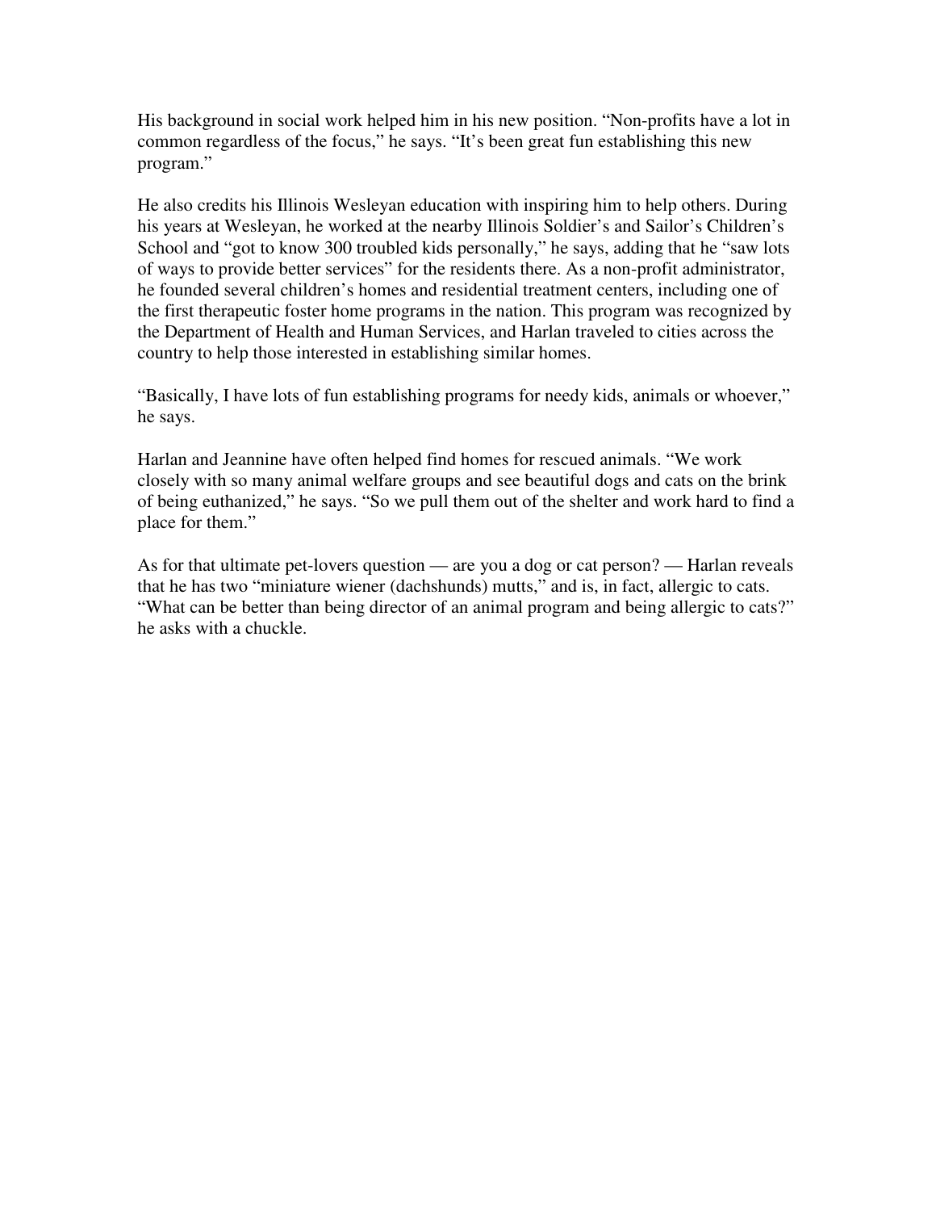His background in social work helped him in his new position. "Non-profits have a lot in common regardless of the focus," he says. "It's been great fun establishing this new program."

He also credits his Illinois Wesleyan education with inspiring him to help others. During his years at Wesleyan, he worked at the nearby Illinois Soldier's and Sailor's Children's School and "got to know 300 troubled kids personally," he says, adding that he "saw lots of ways to provide better services" for the residents there. As a non-profit administrator, he founded several children's homes and residential treatment centers, including one of the first therapeutic foster home programs in the nation. This program was recognized by the Department of Health and Human Services, and Harlan traveled to cities across the country to help those interested in establishing similar homes.

"Basically, I have lots of fun establishing programs for needy kids, animals or whoever," he says.

Harlan and Jeannine have often helped find homes for rescued animals. "We work closely with so many animal welfare groups and see beautiful dogs and cats on the brink of being euthanized," he says. "So we pull them out of the shelter and work hard to find a place for them."

As for that ultimate pet-lovers question — are you a dog or cat person? — Harlan reveals that he has two "miniature wiener (dachshunds) mutts," and is, in fact, allergic to cats. "What can be better than being director of an animal program and being allergic to cats?" he asks with a chuckle.